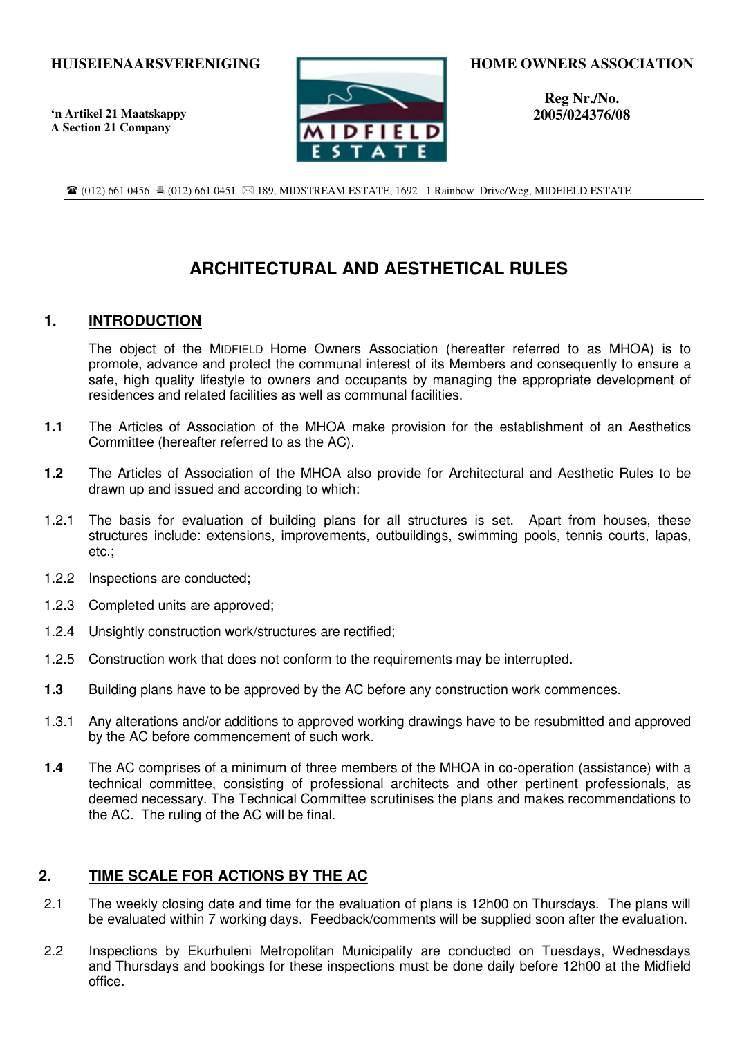**HUISEIENAARSVERENIGING**

**'n Artikel 21 Maatskappy**
**A Section 21 Company**

**HOME OWNERS ASSOCIATION**

**Reg Nr./No.**
**2005/024376/08**

☎ (012) 661 0456 🖷 (012) 661 0451 ✉ 189, MIDSTREAM ESTATE, 1692 1 Rainbow Drive/Weg, MIDFIELD ESTATE

# ARCHITECTURAL AND AESTHETICAL RULES

## 1. INTRODUCTION

The object of the MIDFIELD Home Owners Association (hereafter referred to as MHOA) is to promote, advance and protect the communal interest of its Members and consequently to ensure a safe, high quality lifestyle to owners and occupants by managing the appropriate development of residences and related facilities as well as communal facilities.

**1.1** The Articles of Association of the MHOA make provision for the establishment of an Aesthetics Committee (hereafter referred to as the AC).

**1.2** The Articles of Association of the MHOA also provide for Architectural and Aesthetic Rules to be drawn up and issued and according to which:

1.2.1 The basis for evaluation of building plans for all structures is set. Apart from houses, these structures include: extensions, improvements, outbuildings, swimming pools, tennis courts, lapas, etc.;

1.2.2 Inspections are conducted;

1.2.3 Completed units are approved;

1.2.4 Unsightly construction work/structures are rectified;

1.2.5 Construction work that does not conform to the requirements may be interrupted.

**1.3** Building plans have to be approved by the AC before any construction work commences.

1.3.1 Any alterations and/or additions to approved working drawings have to be resubmitted and approved by the AC before commencement of such work.

**1.4** The AC comprises of a minimum of three members of the MHOA in co-operation (assistance) with a technical committee, consisting of professional architects and other pertinent professionals, as deemed necessary. The Technical Committee scrutinises the plans and makes recommendations to the AC. The ruling of the AC will be final.

## 2. TIME SCALE FOR ACTIONS BY THE AC

2.1 The weekly closing date and time for the evaluation of plans is 12h00 on Thursdays. The plans will be evaluated within 7 working days. Feedback/comments will be supplied soon after the evaluation.

2.2 Inspections by Ekurhuleni Metropolitan Municipality are conducted on Tuesdays, Wednesdays and Thursdays and bookings for these inspections must be done daily before 12h00 at the Midfield office.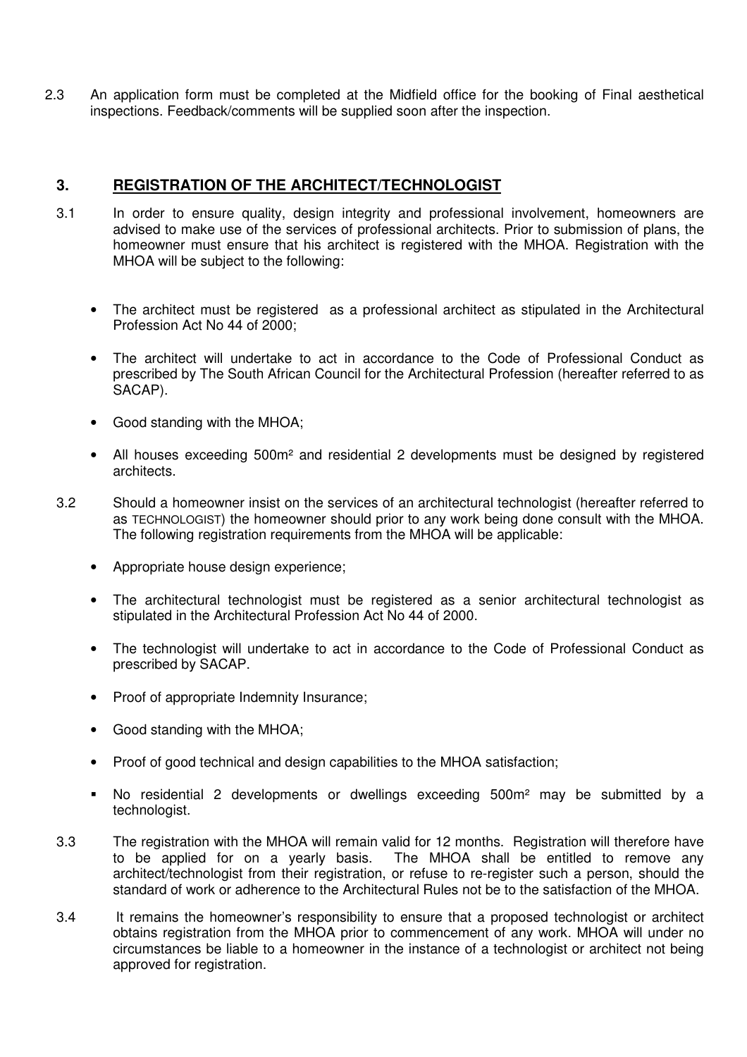2.3 An application form must be completed at the Midfield office for the booking of Final aesthetical inspections. Feedback/comments will be supplied soon after the inspection.

## 3. REGISTRATION OF THE ARCHITECT/TECHNOLOGIST

3.1 In order to ensure quality, design integrity and professional involvement, homeowners are advised to make use of the services of professional architects. Prior to submission of plans, the homeowner must ensure that his architect is registered with the MHOA. Registration with the MHOA will be subject to the following:

- The architect must be registered as a professional architect as stipulated in the Architectural Profession Act No 44 of 2000;
- The architect will undertake to act in accordance to the Code of Professional Conduct as prescribed by The South African Council for the Architectural Profession (hereafter referred to as SACAP).
- Good standing with the MHOA;
- All houses exceeding 500m² and residential 2 developments must be designed by registered architects.

3.2 Should a homeowner insist on the services of an architectural technologist (hereafter referred to as TECHNOLOGIST) the homeowner should prior to any work being done consult with the MHOA. The following registration requirements from the MHOA will be applicable:

- Appropriate house design experience;
- The architectural technologist must be registered as a senior architectural technologist as stipulated in the Architectural Profession Act No 44 of 2000.
- The technologist will undertake to act in accordance to the Code of Professional Conduct as prescribed by SACAP.
- Proof of appropriate Indemnity Insurance;
- Good standing with the MHOA;
- Proof of good technical and design capabilities to the MHOA satisfaction;
- No residential 2 developments or dwellings exceeding 500m² may be submitted by a technologist.

3.3 The registration with the MHOA will remain valid for 12 months. Registration will therefore have to be applied for on a yearly basis. The MHOA shall be entitled to remove any architect/technologist from their registration, or refuse to re-register such a person, should the standard of work or adherence to the Architectural Rules not be to the satisfaction of the MHOA.

3.4 It remains the homeowner's responsibility to ensure that a proposed technologist or architect obtains registration from the MHOA prior to commencement of any work. MHOA will under no circumstances be liable to a homeowner in the instance of a technologist or architect not being approved for registration.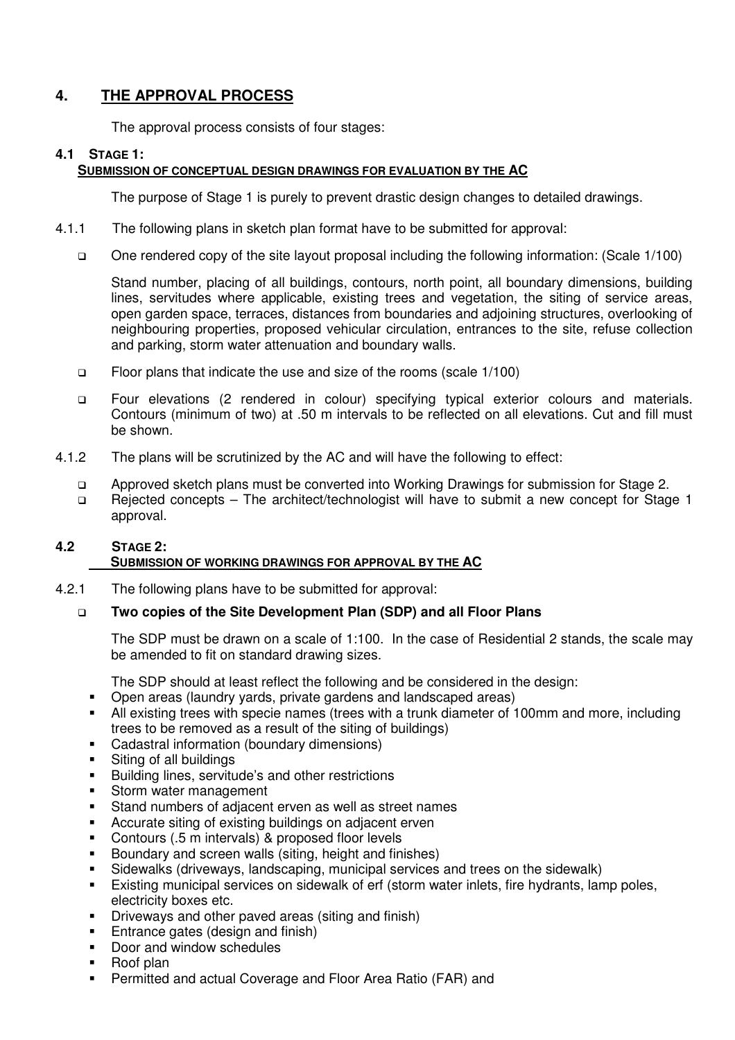# 4. THE APPROVAL PROCESS

The approval process consists of four stages:

## 4.1 STAGE 1: SUBMISSION OF CONCEPTUAL DESIGN DRAWINGS FOR EVALUATION BY THE AC

The purpose of Stage 1 is purely to prevent drastic design changes to detailed drawings.

4.1.1 The following plans in sketch plan format have to be submitted for approval:

- One rendered copy of the site layout proposal including the following information: (Scale 1/100)

  Stand number, placing of all buildings, contours, north point, all boundary dimensions, building lines, servitudes where applicable, existing trees and vegetation, the siting of service areas, open garden space, terraces, distances from boundaries and adjoining structures, overlooking of neighbouring properties, proposed vehicular circulation, entrances to the site, refuse collection and parking, storm water attenuation and boundary walls.

- Floor plans that indicate the use and size of the rooms (scale 1/100)

- Four elevations (2 rendered in colour) specifying typical exterior colours and materials. Contours (minimum of two) at .50 m intervals to be reflected on all elevations. Cut and fill must be shown.

4.1.2 The plans will be scrutinized by the AC and will have the following to effect:

- Approved sketch plans must be converted into Working Drawings for submission for Stage 2.
- Rejected concepts – The architect/technologist will have to submit a new concept for Stage 1 approval.

## 4.2 STAGE 2: SUBMISSION OF WORKING DRAWINGS FOR APPROVAL BY THE AC

4.2.1 The following plans have to be submitted for approval:

- **Two copies of the Site Development Plan (SDP) and all Floor Plans**

  The SDP must be drawn on a scale of 1:100. In the case of Residential 2 stands, the scale may be amended to fit on standard drawing sizes.

  The SDP should at least reflect the following and be considered in the design:

  - Open areas (laundry yards, private gardens and landscaped areas)
  - All existing trees with specie names (trees with a trunk diameter of 100mm and more, including trees to be removed as a result of the siting of buildings)
  - Cadastral information (boundary dimensions)
  - Siting of all buildings
  - Building lines, servitude's and other restrictions
  - Storm water management
  - Stand numbers of adjacent erven as well as street names
  - Accurate siting of existing buildings on adjacent erven
  - Contours (.5 m intervals) & proposed floor levels
  - Boundary and screen walls (siting, height and finishes)
  - Sidewalks (driveways, landscaping, municipal services and trees on the sidewalk)
  - Existing municipal services on sidewalk of erf (storm water inlets, fire hydrants, lamp poles, electricity boxes etc.
  - Driveways and other paved areas (siting and finish)
  - Entrance gates (design and finish)
  - Door and window schedules
  - Roof plan
  - Permitted and actual Coverage and Floor Area Ratio (FAR) and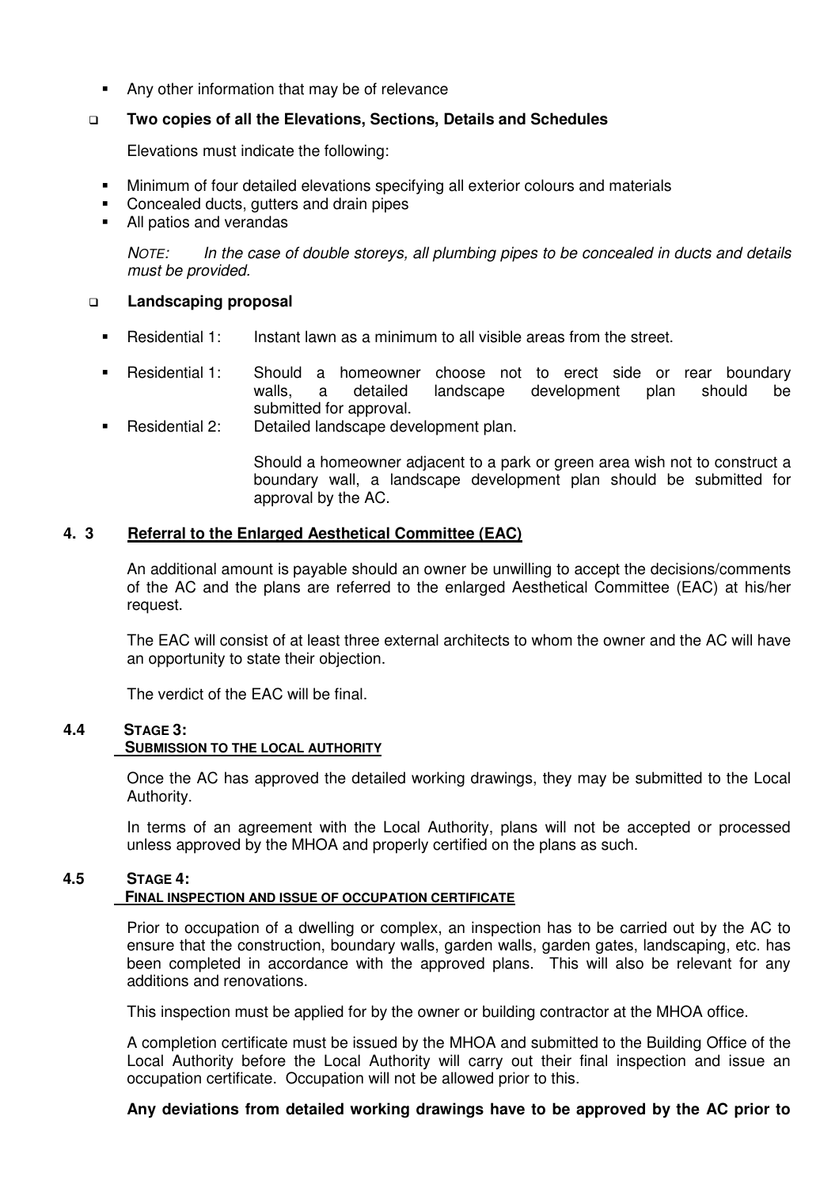- Any other information that may be of relevance

- **Two copies of all the Elevations, Sections, Details and Schedules**

  Elevations must indicate the following:

  - Minimum of four detailed elevations specifying all exterior colours and materials
  - Concealed ducts, gutters and drain pipes
  - All patios and verandas

  *NOTE: In the case of double storeys, all plumbing pipes to be concealed in ducts and details must be provided.*

- **Landscaping proposal**

  - Residential 1: Instant lawn as a minimum to all visible areas from the street.
  - Residential 1: Should a homeowner choose not to erect side or rear boundary walls, a detailed landscape development plan should be submitted for approval.
  - Residential 2: Detailed landscape development plan.

    Should a homeowner adjacent to a park or green area wish not to construct a boundary wall, a landscape development plan should be submitted for approval by the AC.

## 4. 3 Referral to the Enlarged Aesthetical Committee (EAC)

An additional amount is payable should an owner be unwilling to accept the decisions/comments of the AC and the plans are referred to the enlarged Aesthetical Committee (EAC) at his/her request.

The EAC will consist of at least three external architects to whom the owner and the AC will have an opportunity to state their objection.

The verdict of the EAC will be final.

## 4.4 STAGE 3: SUBMISSION TO THE LOCAL AUTHORITY

Once the AC has approved the detailed working drawings, they may be submitted to the Local Authority.

In terms of an agreement with the Local Authority, plans will not be accepted or processed unless approved by the MHOA and properly certified on the plans as such.

## 4.5 STAGE 4: FINAL INSPECTION AND ISSUE OF OCCUPATION CERTIFICATE

Prior to occupation of a dwelling or complex, an inspection has to be carried out by the AC to ensure that the construction, boundary walls, garden walls, garden gates, landscaping, etc. has been completed in accordance with the approved plans. This will also be relevant for any additions and renovations.

This inspection must be applied for by the owner or building contractor at the MHOA office.

A completion certificate must be issued by the MHOA and submitted to the Building Office of the Local Authority before the Local Authority will carry out their final inspection and issue an occupation certificate. Occupation will not be allowed prior to this.

**Any deviations from detailed working drawings have to be approved by the AC prior to**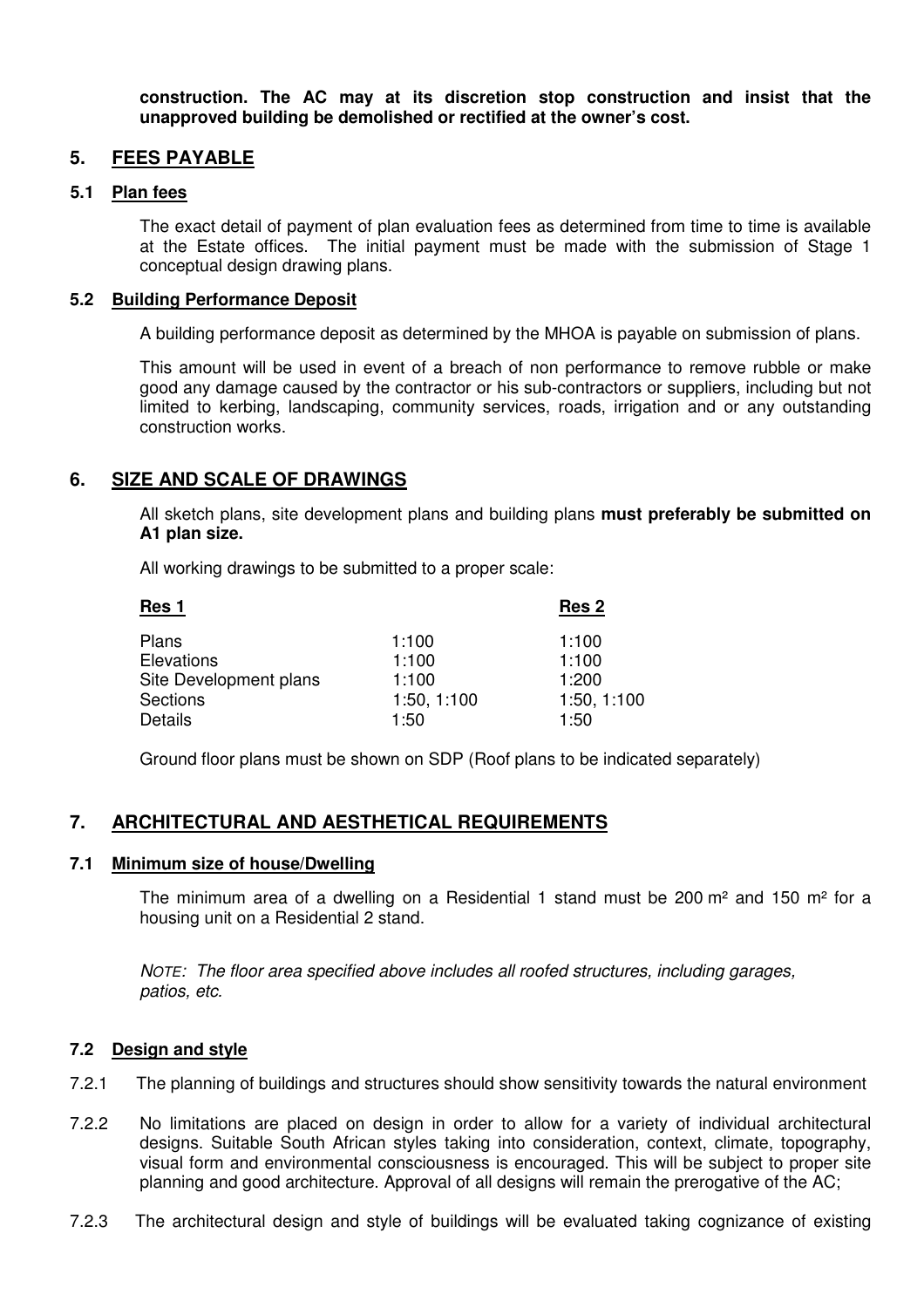**construction. The AC may at its discretion stop construction and insist that the unapproved building be demolished or rectified at the owner's cost.**

## 5. FEES PAYABLE

### 5.1 Plan fees

The exact detail of payment of plan evaluation fees as determined from time to time is available at the Estate offices. The initial payment must be made with the submission of Stage 1 conceptual design drawing plans.

### 5.2 Building Performance Deposit

A building performance deposit as determined by the MHOA is payable on submission of plans.

This amount will be used in event of a breach of non performance to remove rubble or make good any damage caused by the contractor or his sub-contractors or suppliers, including but not limited to kerbing, landscaping, community services, roads, irrigation and or any outstanding construction works.

## 6. SIZE AND SCALE OF DRAWINGS

All sketch plans, site development plans and building plans **must preferably be submitted on A1 plan size.**

All working drawings to be submitted to a proper scale:

| | Res 1 | Res 2 |
|---|---|---|
| Plans | 1:100 | 1:100 |
| Elevations | 1:100 | 1:100 |
| Site Development plans | 1:100 | 1:200 |
| Sections | 1:50, 1:100 | 1:50, 1:100 |
| Details | 1:50 | 1:50 |

Ground floor plans must be shown on SDP (Roof plans to be indicated separately)

## 7. ARCHITECTURAL AND AESTHETICAL REQUIREMENTS

### 7.1 Minimum size of house/Dwelling

The minimum area of a dwelling on a Residential 1 stand must be 200 m² and 150 m² for a housing unit on a Residential 2 stand.

*NOTE: The floor area specified above includes all roofed structures, including garages, patios, etc.*

### 7.2 Design and style

7.2.1 The planning of buildings and structures should show sensitivity towards the natural environment

7.2.2 No limitations are placed on design in order to allow for a variety of individual architectural designs. Suitable South African styles taking into consideration, context, climate, topography, visual form and environmental consciousness is encouraged. This will be subject to proper site planning and good architecture. Approval of all designs will remain the prerogative of the AC;

7.2.3 The architectural design and style of buildings will be evaluated taking cognizance of existing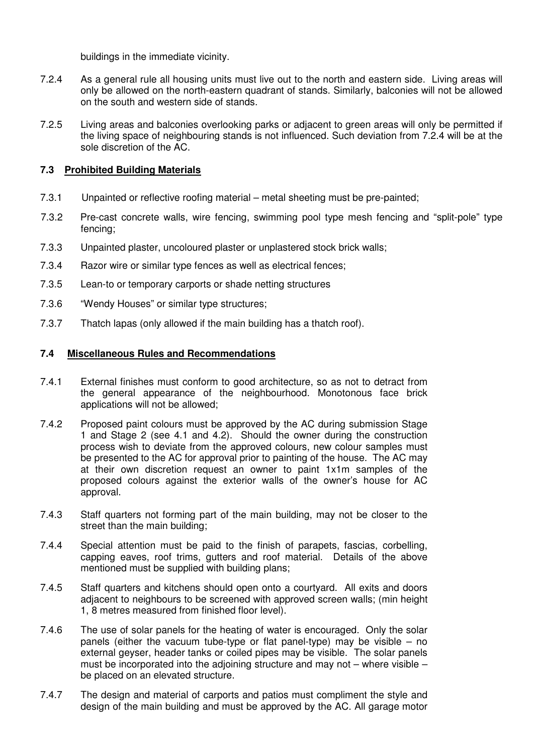buildings in the immediate vicinity.

7.2.4 As a general rule all housing units must live out to the north and eastern side. Living areas will only be allowed on the north-eastern quadrant of stands. Similarly, balconies will not be allowed on the south and western side of stands.

7.2.5 Living areas and balconies overlooking parks or adjacent to green areas will only be permitted if the living space of neighbouring stands is not influenced. Such deviation from 7.2.4 will be at the sole discretion of the AC.

### 7.3 Prohibited Building Materials

7.3.1 Unpainted or reflective roofing material – metal sheeting must be pre-painted;

7.3.2 Pre-cast concrete walls, wire fencing, swimming pool type mesh fencing and "split-pole" type fencing;

7.3.3 Unpainted plaster, uncoloured plaster or unplastered stock brick walls;

7.3.4 Razor wire or similar type fences as well as electrical fences;

7.3.5 Lean-to or temporary carports or shade netting structures

7.3.6 "Wendy Houses" or similar type structures;

7.3.7 Thatch lapas (only allowed if the main building has a thatch roof).

### 7.4 Miscellaneous Rules and Recommendations

7.4.1 External finishes must conform to good architecture, so as not to detract from the general appearance of the neighbourhood. Monotonous face brick applications will not be allowed;

7.4.2 Proposed paint colours must be approved by the AC during submission Stage 1 and Stage 2 (see 4.1 and 4.2). Should the owner during the construction process wish to deviate from the approved colours, new colour samples must be presented to the AC for approval prior to painting of the house. The AC may at their own discretion request an owner to paint 1x1m samples of the proposed colours against the exterior walls of the owner's house for AC approval.

7.4.3 Staff quarters not forming part of the main building, may not be closer to the street than the main building;

7.4.4 Special attention must be paid to the finish of parapets, fascias, corbelling, capping eaves, roof trims, gutters and roof material. Details of the above mentioned must be supplied with building plans;

7.4.5 Staff quarters and kitchens should open onto a courtyard. All exits and doors adjacent to neighbours to be screened with approved screen walls; (min height 1, 8 metres measured from finished floor level).

7.4.6 The use of solar panels for the heating of water is encouraged. Only the solar panels (either the vacuum tube-type or flat panel-type) may be visible – no external geyser, header tanks or coiled pipes may be visible. The solar panels must be incorporated into the adjoining structure and may not – where visible – be placed on an elevated structure.

7.4.7 The design and material of carports and patios must compliment the style and design of the main building and must be approved by the AC. All garage motor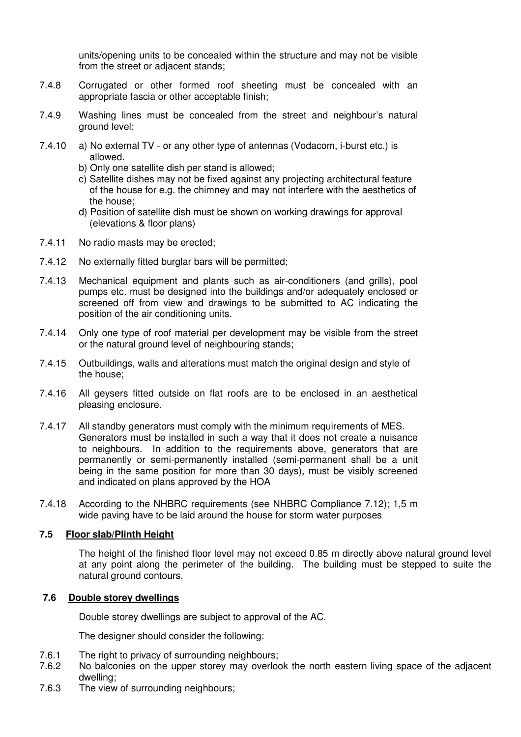units/opening units to be concealed within the structure and may not be visible from the street or adjacent stands;

7.4.8 Corrugated or other formed roof sheeting must be concealed with an appropriate fascia or other acceptable finish;

7.4.9 Washing lines must be concealed from the street and neighbour's natural ground level;

7.4.10 a) No external TV - or any other type of antennas (Vodacom, i-burst etc.) is allowed.
b) Only one satellite dish per stand is allowed;
c) Satellite dishes may not be fixed against any projecting architectural feature of the house for e.g. the chimney and may not interfere with the aesthetics of the house;
d) Position of satellite dish must be shown on working drawings for approval (elevations & floor plans)

7.4.11 No radio masts may be erected;

7.4.12 No externally fitted burglar bars will be permitted;

7.4.13 Mechanical equipment and plants such as air-conditioners (and grills), pool pumps etc. must be designed into the buildings and/or adequately enclosed or screened off from view and drawings to be submitted to AC indicating the position of the air conditioning units.

7.4.14 Only one type of roof material per development may be visible from the street or the natural ground level of neighbouring stands;

7.4.15 Outbuildings, walls and alterations must match the original design and style of the house;

7.4.16 All geysers fitted outside on flat roofs are to be enclosed in an aesthetical pleasing enclosure.

7.4.17 All standby generators must comply with the minimum requirements of MES. Generators must be installed in such a way that it does not create a nuisance to neighbours. In addition to the requirements above, generators that are permanently or semi-permanently installed (semi-permanent shall be a unit being in the same position for more than 30 days), must be visibly screened and indicated on plans approved by the HOA

7.4.18 According to the NHBRC requirements (see NHBRC Compliance 7.12); 1,5 m wide paving have to be laid around the house for storm water purposes

## 7.5 Floor slab/Plinth Height

The height of the finished floor level may not exceed 0.85 m directly above natural ground level at any point along the perimeter of the building. The building must be stepped to suite the natural ground contours.

## 7.6 Double storey dwellings

Double storey dwellings are subject to approval of the AC.

The designer should consider the following:

7.6.1 The right to privacy of surrounding neighbours;

7.6.2 No balconies on the upper storey may overlook the north eastern living space of the adjacent dwelling;

7.6.3 The view of surrounding neighbours;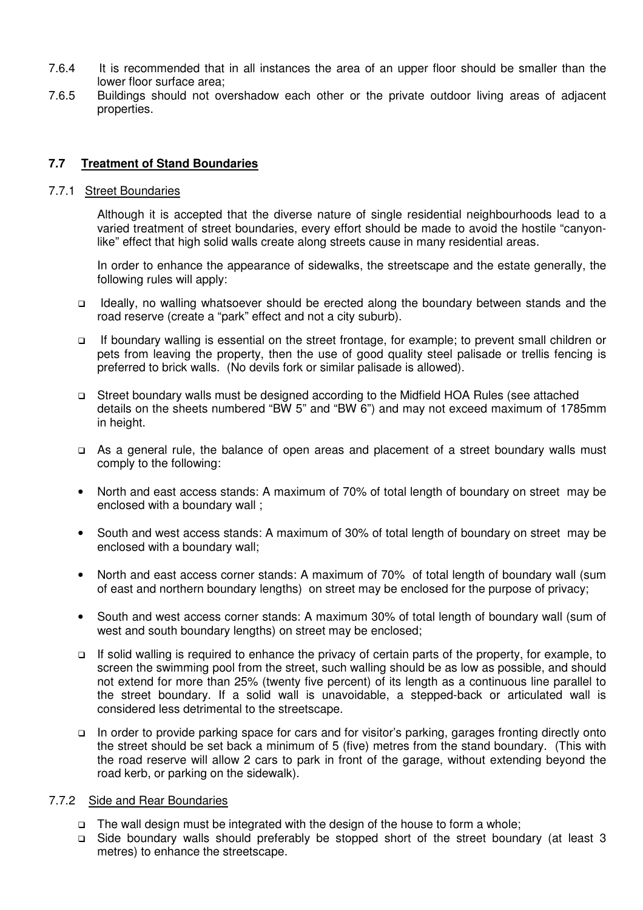7.6.4 It is recommended that in all instances the area of an upper floor should be smaller than the lower floor surface area;

7.6.5 Buildings should not overshadow each other or the private outdoor living areas of adjacent properties.

## 7.7 Treatment of Stand Boundaries

### 7.7.1 Street Boundaries

Although it is accepted that the diverse nature of single residential neighbourhoods lead to a varied treatment of street boundaries, every effort should be made to avoid the hostile "canyon-like" effect that high solid walls create along streets cause in many residential areas.

In order to enhance the appearance of sidewalks, the streetscape and the estate generally, the following rules will apply:

- Ideally, no walling whatsoever should be erected along the boundary between stands and the road reserve (create a "park" effect and not a city suburb).
- If boundary walling is essential on the street frontage, for example; to prevent small children or pets from leaving the property, then the use of good quality steel palisade or trellis fencing is preferred to brick walls. (No devils fork or similar palisade is allowed).
- Street boundary walls must be designed according to the Midfield HOA Rules (see attached details on the sheets numbered "BW 5" and "BW 6") and may not exceed maximum of 1785mm in height.
- As a general rule, the balance of open areas and placement of a street boundary walls must comply to the following:

  - North and east access stands: A maximum of 70% of total length of boundary on street may be enclosed with a boundary wall ;
  - South and west access stands: A maximum of 30% of total length of boundary on street may be enclosed with a boundary wall;
  - North and east access corner stands: A maximum of 70% of total length of boundary wall (sum of east and northern boundary lengths) on street may be enclosed for the purpose of privacy;
  - South and west access corner stands: A maximum 30% of total length of boundary wall (sum of west and south boundary lengths) on street may be enclosed;

- If solid walling is required to enhance the privacy of certain parts of the property, for example, to screen the swimming pool from the street, such walling should be as low as possible, and should not extend for more than 25% (twenty five percent) of its length as a continuous line parallel to the street boundary. If a solid wall is unavoidable, a stepped-back or articulated wall is considered less detrimental to the streetscape.
- In order to provide parking space for cars and for visitor's parking, garages fronting directly onto the street should be set back a minimum of 5 (five) metres from the stand boundary. (This with the road reserve will allow 2 cars to park in front of the garage, without extending beyond the road kerb, or parking on the sidewalk).

### 7.7.2 Side and Rear Boundaries

- The wall design must be integrated with the design of the house to form a whole;
- Side boundary walls should preferably be stopped short of the street boundary (at least 3 metres) to enhance the streetscape.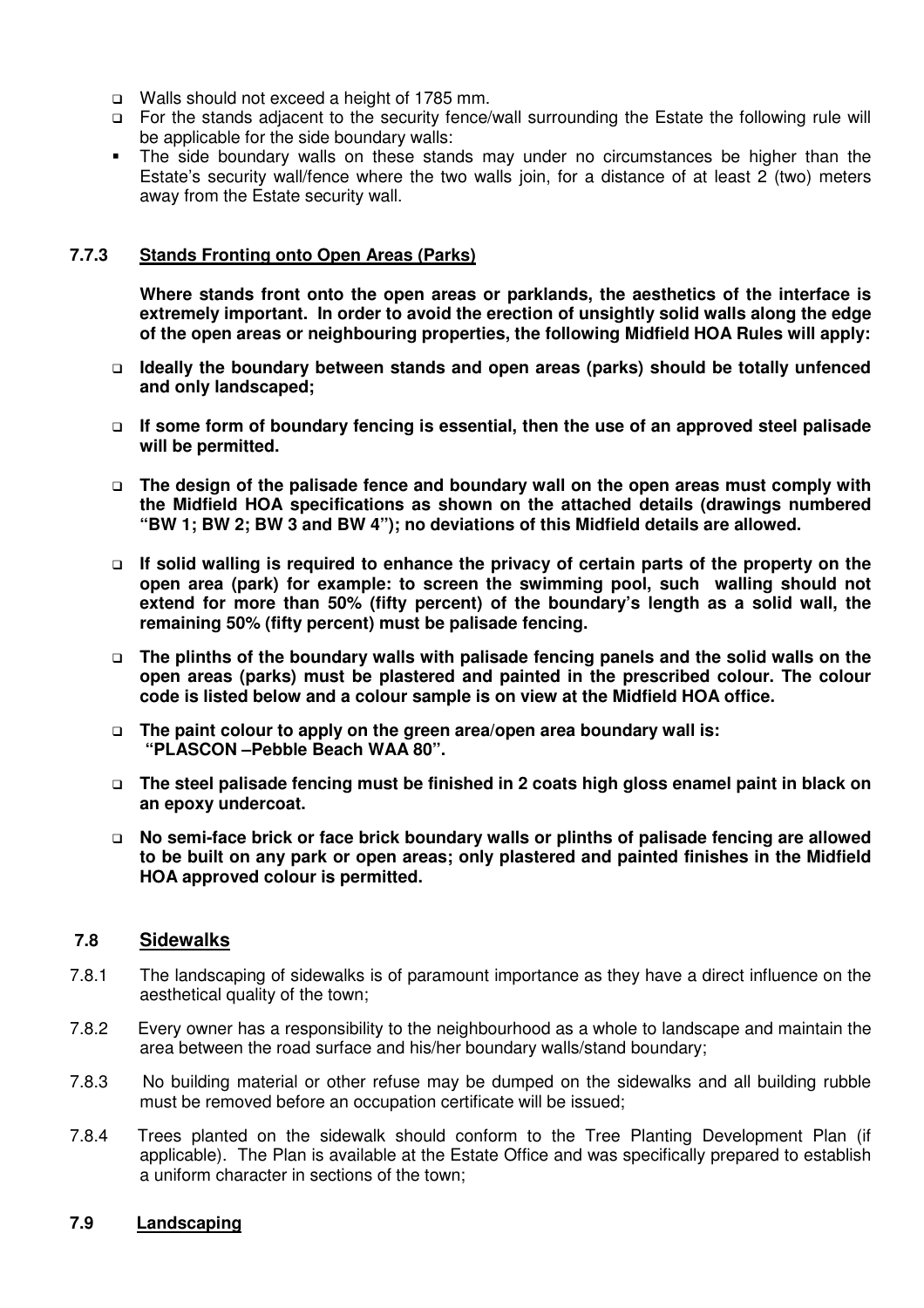- Walls should not exceed a height of 1785 mm.
- For the stands adjacent to the security fence/wall surrounding the Estate the following rule will be applicable for the side boundary walls:
  - The side boundary walls on these stands may under no circumstances be higher than the Estate's security wall/fence where the two walls join, for a distance of at least 2 (two) meters away from the Estate security wall.

### 7.7.3 Stands Fronting onto Open Areas (Parks)

**Where stands front onto the open areas or parklands, the aesthetics of the interface is extremely important. In order to avoid the erection of unsightly solid walls along the edge of the open areas or neighbouring properties, the following Midfield HOA Rules will apply:**

- **Ideally the boundary between stands and open areas (parks) should be totally unfenced and only landscaped;**
- **If some form of boundary fencing is essential, then the use of an approved steel palisade will be permitted.**
- **The design of the palisade fence and boundary wall on the open areas must comply with the Midfield HOA specifications as shown on the attached details (drawings numbered "BW 1; BW 2; BW 3 and BW 4"); no deviations of this Midfield details are allowed.**
- **If solid walling is required to enhance the privacy of certain parts of the property on the open area (park) for example: to screen the swimming pool, such walling should not extend for more than 50% (fifty percent) of the boundary's length as a solid wall, the remaining 50% (fifty percent) must be palisade fencing.**
- **The plinths of the boundary walls with palisade fencing panels and the solid walls on the open areas (parks) must be plastered and painted in the prescribed colour. The colour code is listed below and a colour sample is on view at the Midfield HOA office.**
- **The paint colour to apply on the green area/open area boundary wall is: "PLASCON –Pebble Beach WAA 80".**
- **The steel palisade fencing must be finished in 2 coats high gloss enamel paint in black on an epoxy undercoat.**
- **No semi-face brick or face brick boundary walls or plinths of palisade fencing are allowed to be built on any park or open areas; only plastered and painted finishes in the Midfield HOA approved colour is permitted.**

## 7.8 Sidewalks

7.8.1 The landscaping of sidewalks is of paramount importance as they have a direct influence on the aesthetical quality of the town;

7.8.2 Every owner has a responsibility to the neighbourhood as a whole to landscape and maintain the area between the road surface and his/her boundary walls/stand boundary;

7.8.3 No building material or other refuse may be dumped on the sidewalks and all building rubble must be removed before an occupation certificate will be issued;

7.8.4 Trees planted on the sidewalk should conform to the Tree Planting Development Plan (if applicable). The Plan is available at the Estate Office and was specifically prepared to establish a uniform character in sections of the town;

## 7.9 Landscaping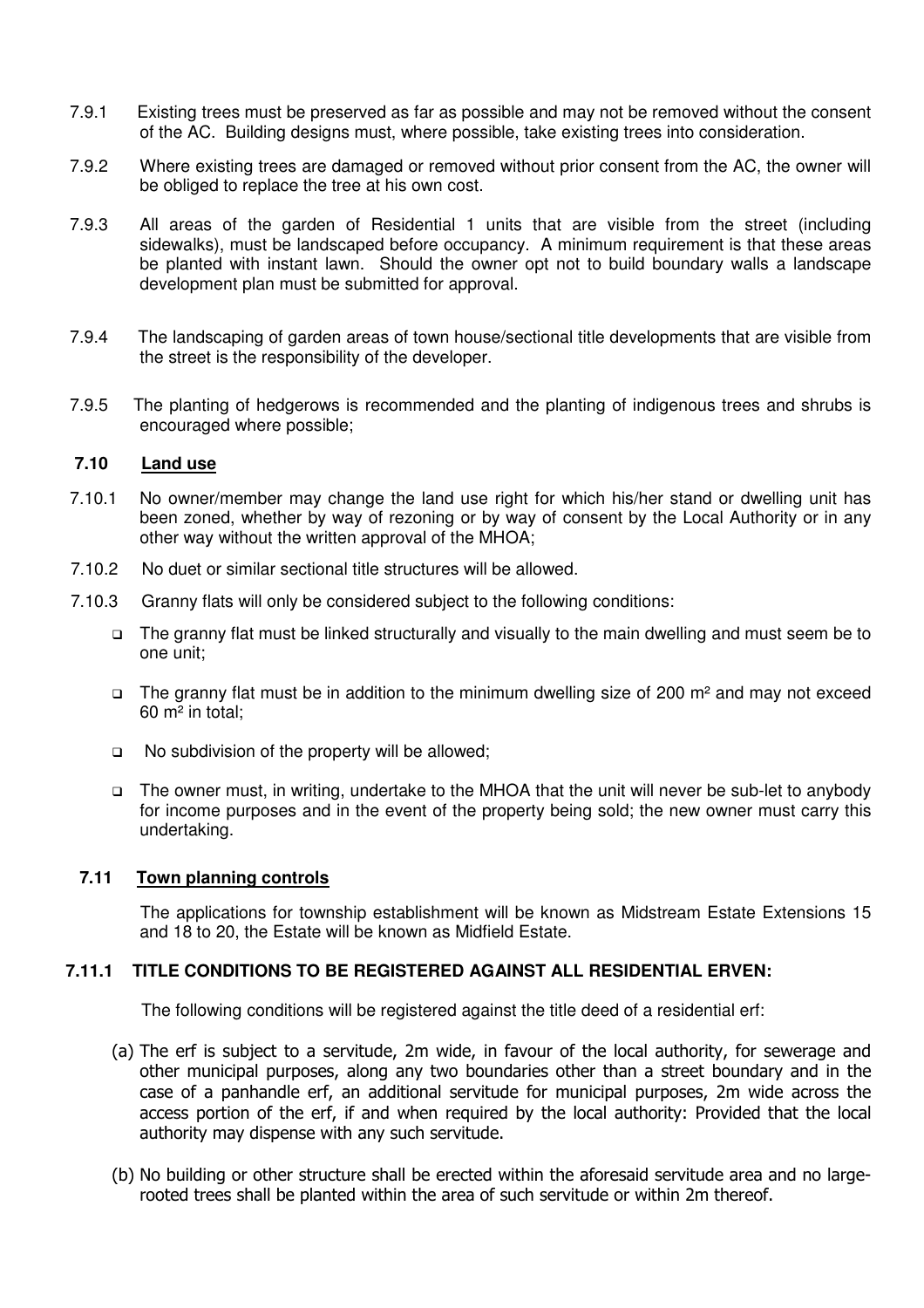7.9.1 Existing trees must be preserved as far as possible and may not be removed without the consent of the AC. Building designs must, where possible, take existing trees into consideration.

7.9.2 Where existing trees are damaged or removed without prior consent from the AC, the owner will be obliged to replace the tree at his own cost.

7.9.3 All areas of the garden of Residential 1 units that are visible from the street (including sidewalks), must be landscaped before occupancy. A minimum requirement is that these areas be planted with instant lawn. Should the owner opt not to build boundary walls a landscape development plan must be submitted for approval.

7.9.4 The landscaping of garden areas of town house/sectional title developments that are visible from the street is the responsibility of the developer.

7.9.5 The planting of hedgerows is recommended and the planting of indigenous trees and shrubs is encouraged where possible;

### 7.10 Land use

7.10.1 No owner/member may change the land use right for which his/her stand or dwelling unit has been zoned, whether by way of rezoning or by way of consent by the Local Authority or in any other way without the written approval of the MHOA;

7.10.2 No duet or similar sectional title structures will be allowed.

7.10.3 Granny flats will only be considered subject to the following conditions:

- The granny flat must be linked structurally and visually to the main dwelling and must seem be to one unit;
- The granny flat must be in addition to the minimum dwelling size of 200 m² and may not exceed 60 m² in total;
- No subdivision of the property will be allowed;
- The owner must, in writing, undertake to the MHOA that the unit will never be sub-let to anybody for income purposes and in the event of the property being sold; the new owner must carry this undertaking.

### 7.11 Town planning controls

The applications for township establishment will be known as Midstream Estate Extensions 15 and 18 to 20, the Estate will be known as Midfield Estate.

#### 7.11.1 TITLE CONDITIONS TO BE REGISTERED AGAINST ALL RESIDENTIAL ERVEN:

The following conditions will be registered against the title deed of a residential erf:

(a) The erf is subject to a servitude, 2m wide, in favour of the local authority, for sewerage and other municipal purposes, along any two boundaries other than a street boundary and in the case of a panhandle erf, an additional servitude for municipal purposes, 2m wide across the access portion of the erf, if and when required by the local authority: Provided that the local authority may dispense with any such servitude.

(b) No building or other structure shall be erected within the aforesaid servitude area and no large-rooted trees shall be planted within the area of such servitude or within 2m thereof.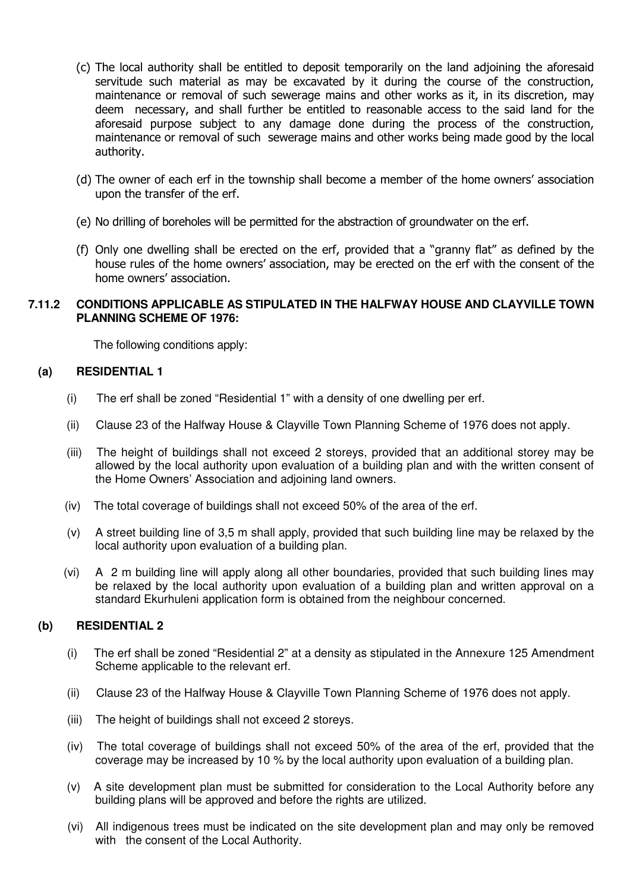(c) The local authority shall be entitled to deposit temporarily on the land adjoining the aforesaid servitude such material as may be excavated by it during the course of the construction, maintenance or removal of such sewerage mains and other works as it, in its discretion, may deem necessary, and shall further be entitled to reasonable access to the said land for the aforesaid purpose subject to any damage done during the process of the construction, maintenance or removal of such sewerage mains and other works being made good by the local authority.

(d) The owner of each erf in the township shall become a member of the home owners' association upon the transfer of the erf.

(e) No drilling of boreholes will be permitted for the abstraction of groundwater on the erf.

(f) Only one dwelling shall be erected on the erf, provided that a "granny flat" as defined by the house rules of the home owners' association, may be erected on the erf with the consent of the home owners' association.

**7.11.2 CONDITIONS APPLICABLE AS STIPULATED IN THE HALFWAY HOUSE AND CLAYVILLE TOWN PLANNING SCHEME OF 1976:**

The following conditions apply:

**(a) RESIDENTIAL 1**

(i) The erf shall be zoned "Residential 1" with a density of one dwelling per erf.

(ii) Clause 23 of the Halfway House & Clayville Town Planning Scheme of 1976 does not apply.

(iii) The height of buildings shall not exceed 2 storeys, provided that an additional storey may be allowed by the local authority upon evaluation of a building plan and with the written consent of the Home Owners' Association and adjoining land owners.

(iv) The total coverage of buildings shall not exceed 50% of the area of the erf.

(v) A street building line of 3,5 m shall apply, provided that such building line may be relaxed by the local authority upon evaluation of a building plan.

(vi) A 2 m building line will apply along all other boundaries, provided that such building lines may be relaxed by the local authority upon evaluation of a building plan and written approval on a standard Ekurhuleni application form is obtained from the neighbour concerned.

**(b) RESIDENTIAL 2**

(i) The erf shall be zoned "Residential 2" at a density as stipulated in the Annexure 125 Amendment Scheme applicable to the relevant erf.

(ii) Clause 23 of the Halfway House & Clayville Town Planning Scheme of 1976 does not apply.

(iii) The height of buildings shall not exceed 2 storeys.

(iv) The total coverage of buildings shall not exceed 50% of the area of the erf, provided that the coverage may be increased by 10 % by the local authority upon evaluation of a building plan.

(v) A site development plan must be submitted for consideration to the Local Authority before any building plans will be approved and before the rights are utilized.

(vi) All indigenous trees must be indicated on the site development plan and may only be removed with the consent of the Local Authority.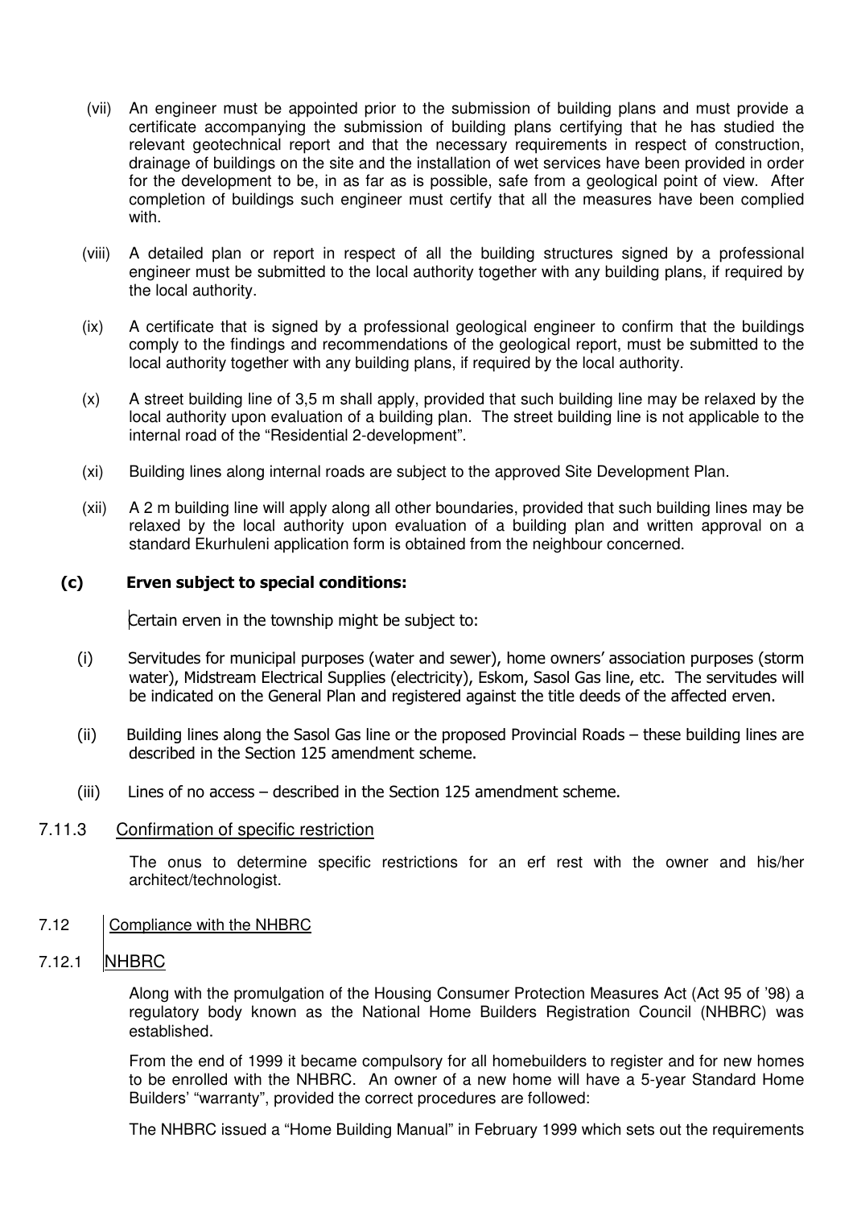(vii) An engineer must be appointed prior to the submission of building plans and must provide a certificate accompanying the submission of building plans certifying that he has studied the relevant geotechnical report and that the necessary requirements in respect of construction, drainage of buildings on the site and the installation of wet services have been provided in order for the development to be, in as far as is possible, safe from a geological point of view. After completion of buildings such engineer must certify that all the measures have been complied with.

(viii) A detailed plan or report in respect of all the building structures signed by a professional engineer must be submitted to the local authority together with any building plans, if required by the local authority.

(ix) A certificate that is signed by a professional geological engineer to confirm that the buildings comply to the findings and recommendations of the geological report, must be submitted to the local authority together with any building plans, if required by the local authority.

(x) A street building line of 3,5 m shall apply, provided that such building line may be relaxed by the local authority upon evaluation of a building plan. The street building line is not applicable to the internal road of the "Residential 2-development".

(xi) Building lines along internal roads are subject to the approved Site Development Plan.

(xii) A 2 m building line will apply along all other boundaries, provided that such building lines may be relaxed by the local authority upon evaluation of a building plan and written approval on a standard Ekurhuleni application form is obtained from the neighbour concerned.

**(c) Erven subject to special conditions:**

Certain erven in the township might be subject to:

(i) Servitudes for municipal purposes (water and sewer), home owners' association purposes (storm water), Midstream Electrical Supplies (electricity), Eskom, Sasol Gas line, etc. The servitudes will be indicated on the General Plan and registered against the title deeds of the affected erven.

(ii) Building lines along the Sasol Gas line or the proposed Provincial Roads – these building lines are described in the Section 125 amendment scheme.

(iii) Lines of no access – described in the Section 125 amendment scheme.

### 7.11.3 Confirmation of specific restriction

The onus to determine specific restrictions for an erf rest with the owner and his/her architect/technologist.

## 7.12 Compliance with the NHBRC

### 7.12.1 NHBRC

Along with the promulgation of the Housing Consumer Protection Measures Act (Act 95 of '98) a regulatory body known as the National Home Builders Registration Council (NHBRC) was established.

From the end of 1999 it became compulsory for all homebuilders to register and for new homes to be enrolled with the NHBRC. An owner of a new home will have a 5-year Standard Home Builders' "warranty", provided the correct procedures are followed:

The NHBRC issued a "Home Building Manual" in February 1999 which sets out the requirements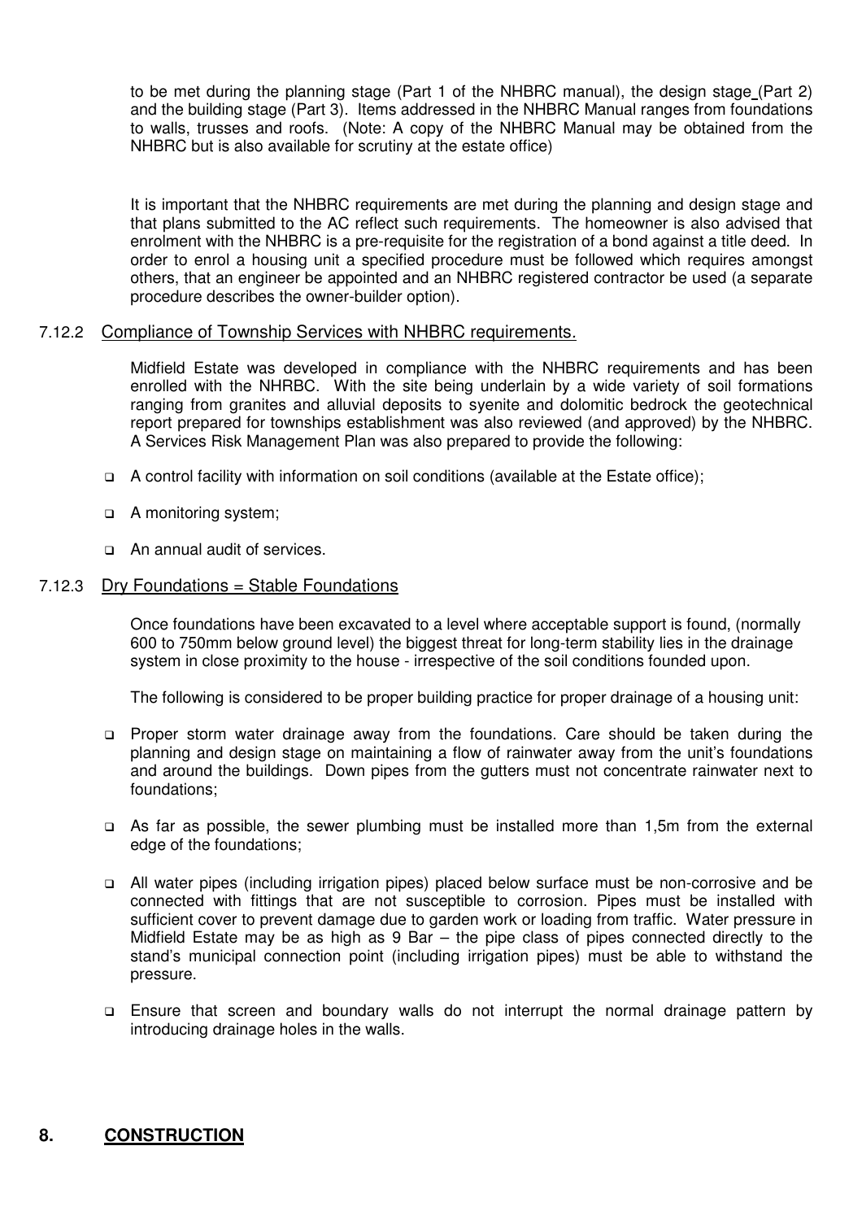to be met during the planning stage (Part 1 of the NHBRC manual), the design stage (Part 2) and the building stage (Part 3). Items addressed in the NHBRC Manual ranges from foundations to walls, trusses and roofs. (Note: A copy of the NHBRC Manual may be obtained from the NHBRC but is also available for scrutiny at the estate office)

It is important that the NHBRC requirements are met during the planning and design stage and that plans submitted to the AC reflect such requirements. The homeowner is also advised that enrolment with the NHBRC is a pre-requisite for the registration of a bond against a title deed. In order to enrol a housing unit a specified procedure must be followed which requires amongst others, that an engineer be appointed and an NHBRC registered contractor be used (a separate procedure describes the owner-builder option).

### 7.12.2 Compliance of Township Services with NHBRC requirements.

Midfield Estate was developed in compliance with the NHBRC requirements and has been enrolled with the NHRBC. With the site being underlain by a wide variety of soil formations ranging from granites and alluvial deposits to syenite and dolomitic bedrock the geotechnical report prepared for townships establishment was also reviewed (and approved) by the NHBRC. A Services Risk Management Plan was also prepared to provide the following:

- A control facility with information on soil conditions (available at the Estate office);
- A monitoring system;
- An annual audit of services.

### 7.12.3 Dry Foundations = Stable Foundations

Once foundations have been excavated to a level where acceptable support is found, (normally 600 to 750mm below ground level) the biggest threat for long-term stability lies in the drainage system in close proximity to the house - irrespective of the soil conditions founded upon.

The following is considered to be proper building practice for proper drainage of a housing unit:

- Proper storm water drainage away from the foundations. Care should be taken during the planning and design stage on maintaining a flow of rainwater away from the unit's foundations and around the buildings. Down pipes from the gutters must not concentrate rainwater next to foundations;
- As far as possible, the sewer plumbing must be installed more than 1,5m from the external edge of the foundations;
- All water pipes (including irrigation pipes) placed below surface must be non-corrosive and be connected with fittings that are not susceptible to corrosion. Pipes must be installed with sufficient cover to prevent damage due to garden work or loading from traffic. Water pressure in Midfield Estate may be as high as 9 Bar – the pipe class of pipes connected directly to the stand's municipal connection point (including irrigation pipes) must be able to withstand the pressure.
- Ensure that screen and boundary walls do not interrupt the normal drainage pattern by introducing drainage holes in the walls.

## 8. CONSTRUCTION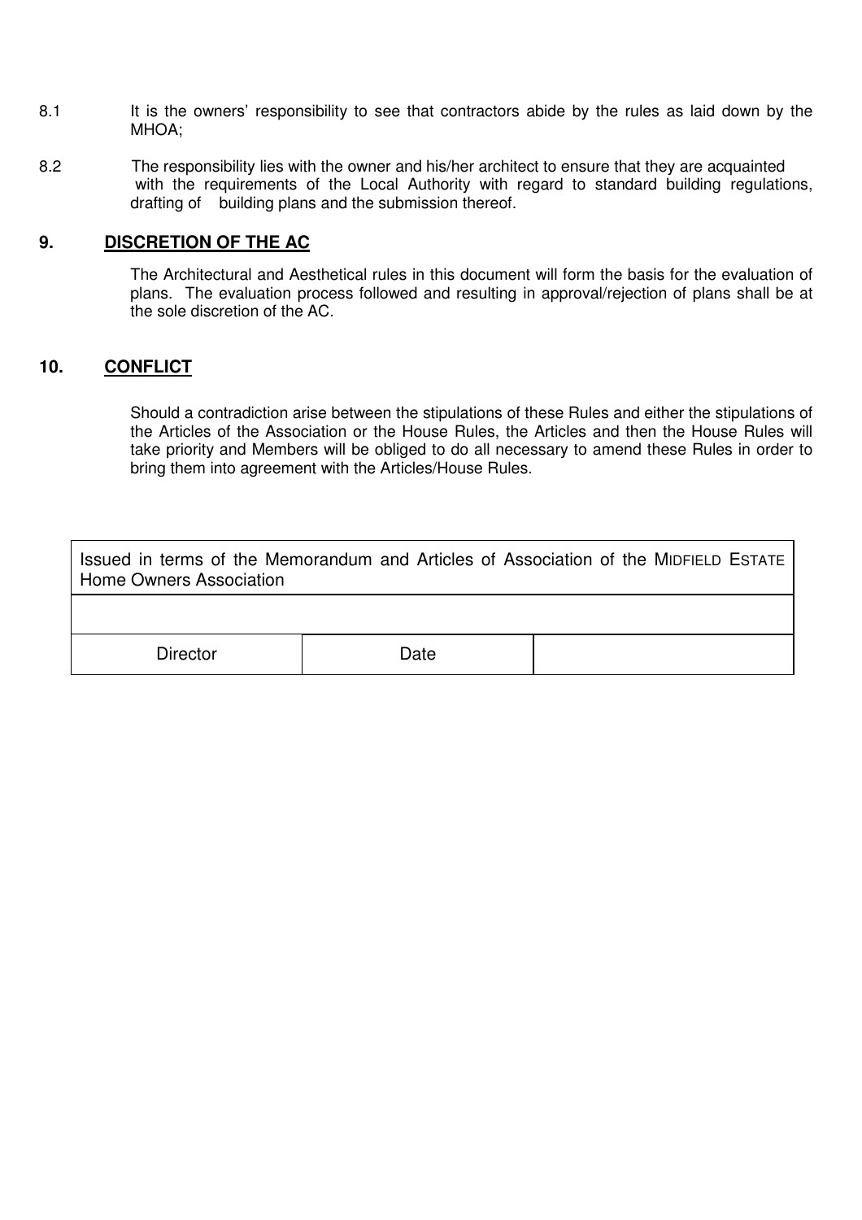8.1 It is the owners' responsibility to see that contractors abide by the rules as laid down by the MHOA;

8.2 The responsibility lies with the owner and his/her architect to ensure that they are acquainted with the requirements of the Local Authority with regard to standard building regulations, drafting of building plans and the submission thereof.

## 9. DISCRETION OF THE AC

The Architectural and Aesthetical rules in this document will form the basis for the evaluation of plans. The evaluation process followed and resulting in approval/rejection of plans shall be at the sole discretion of the AC.

## 10. CONFLICT

Should a contradiction arise between the stipulations of these Rules and either the stipulations of the Articles of the Association or the House Rules, the Articles and then the House Rules will take priority and Members will be obliged to do all necessary to amend these Rules in order to bring them into agreement with the Articles/House Rules.

| | | |
|---|---|---|
| Issued in terms of the Memorandum and Articles of Association of the MIDFIELD ESTATE Home Owners Association | | |
| | | |
| Director | Date | |